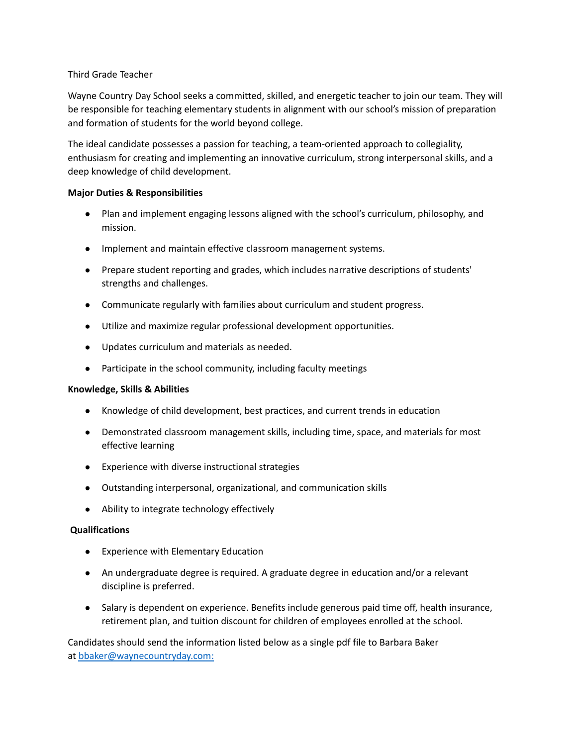Third Grade Teacher

Wayne Country Day School seeks a committed, skilled, and energetic teacher to join our team. They will be responsible for teaching elementary students in alignment with our school's mission of preparation and formation of students for the world beyond college.

The ideal candidate possesses a passion for teaching, a team-oriented approach to collegiality, enthusiasm for creating and implementing an innovative curriculum, strong interpersonal skills, and a deep knowledge of child development.

**Major Duties & Responsibilities**

- Plan and implement engaging lessons aligned with the school's curriculum, philosophy, and mission.
- Implement and maintain effective classroom management systems.
- Prepare student reporting and grades, which includes narrative descriptions of students' strengths and challenges.
- Communicate regularly with families about curriculum and student progress.
- Utilize and maximize regular professional development opportunities.
- Updates curriculum and materials as needed.
- Participate in the school community, including faculty meetings

**Knowledge, Skills & Abilities**

- Knowledge of child development, best practices, and current trends in education
- Demonstrated classroom management skills, including time, space, and materials for most effective learning
- Experience with diverse instructional strategies
- Outstanding interpersonal, organizational, and communication skills
- Ability to integrate technology effectively

**Qualifications**

- Experience with Elementary Education
- An undergraduate degree is required. A graduate degree in education and/or a relevant discipline is preferred.
- Salary is dependent on experience. Benefits include generous paid time off, health insurance, retirement plan, and tuition discount for children of employees enrolled at the school.

Candidates should send the information listed below as a single pdf file to Barbara Baker at [bbaker@waynecountryday.com:](mailto:bbaker@waynecountryday.com)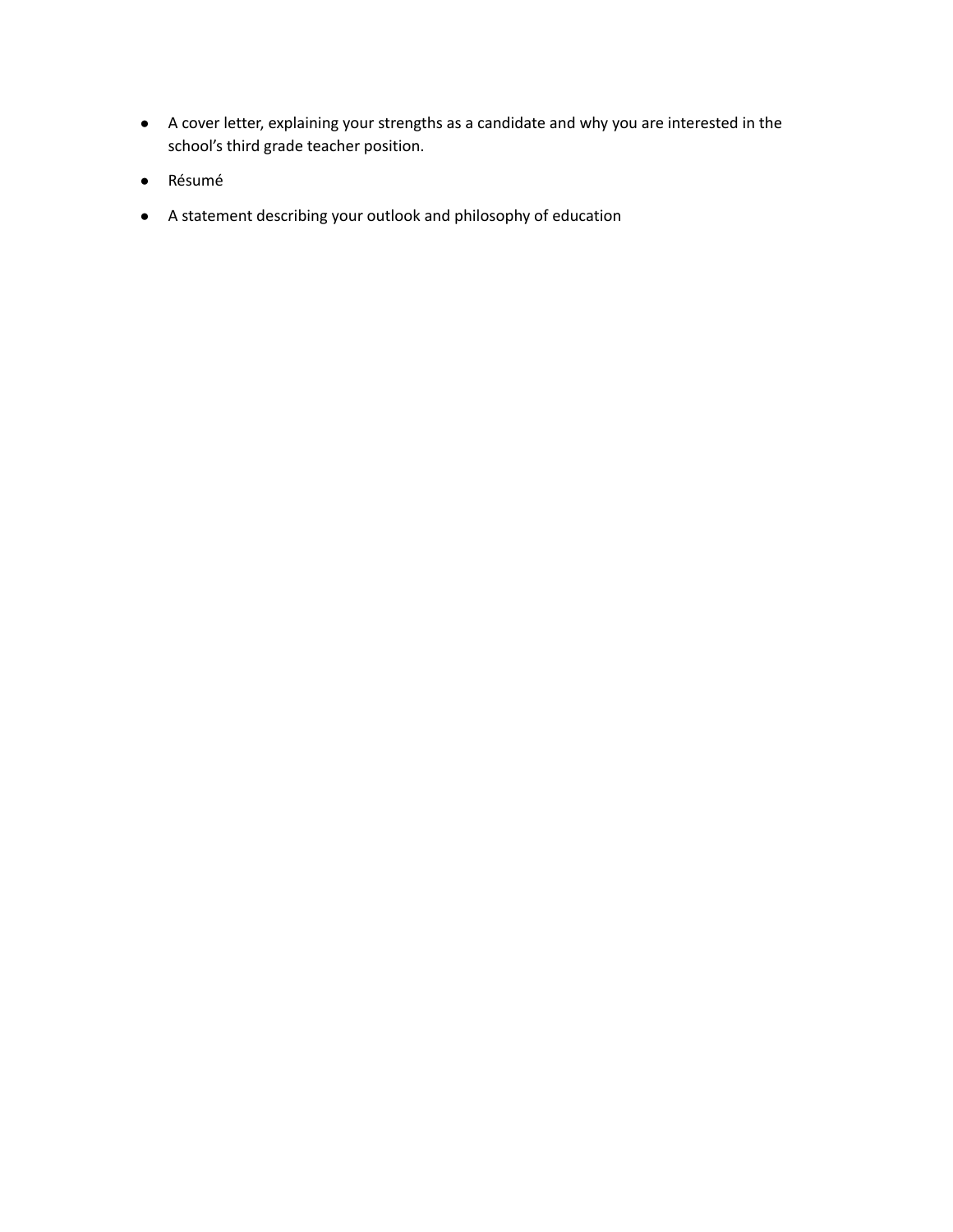- A cover letter, explaining your strengths as a candidate and why you are interested in the school's third grade teacher position.
- Résumé
- A statement describing your outlook and philosophy of education